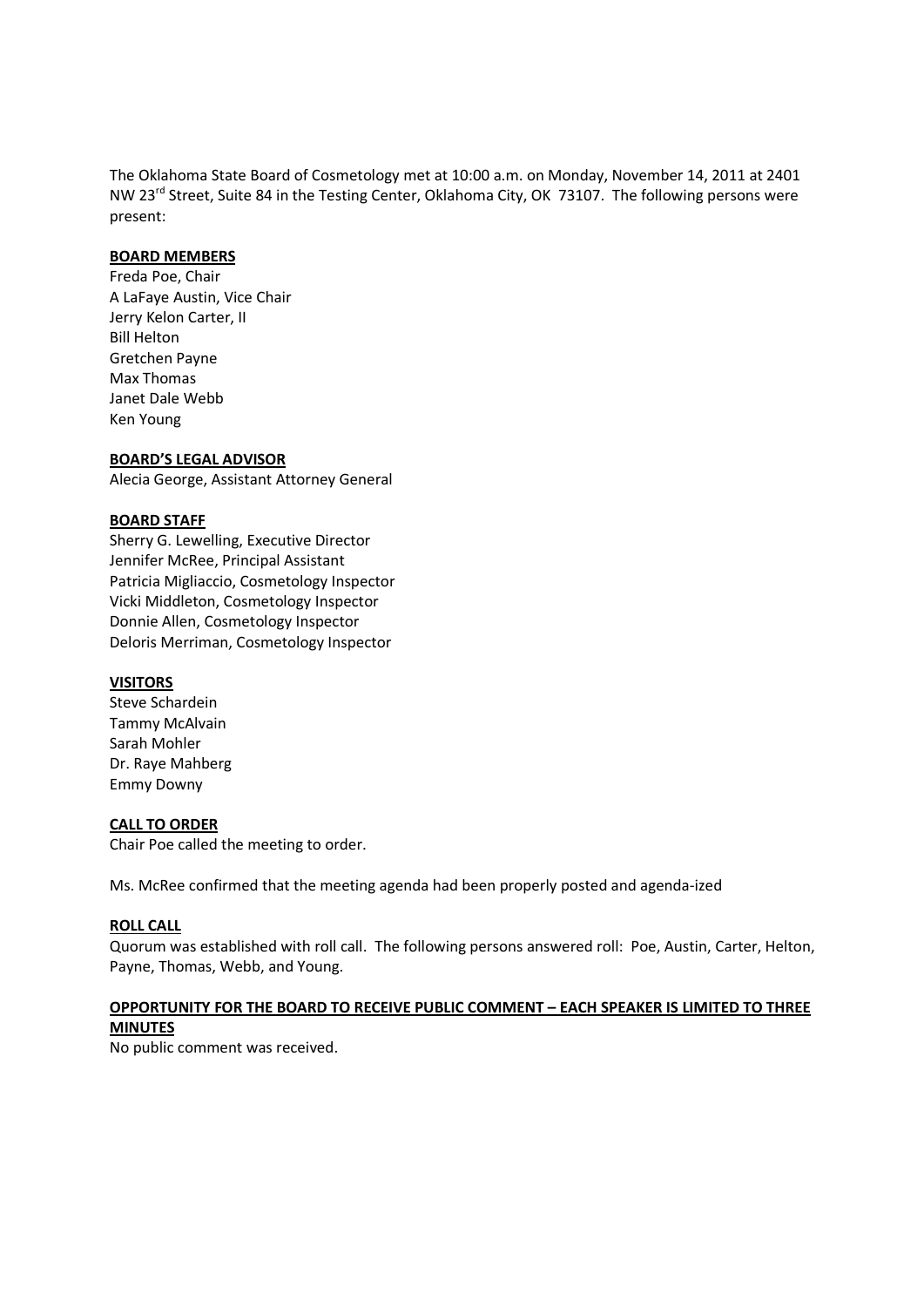The Oklahoma State Board of Cosmetology met at 10:00 a.m. on Monday, November 14, 2011 at 2401 NW 23rd Street, Suite 84 in the Testing Center, Oklahoma City, OK 73107. The following persons were present:

**BOARD MEMBERS**

Freda Poe, Chair
A LaFaye Austin, Vice Chair
Jerry Kelon Carter, II
Bill Helton
Gretchen Payne
Max Thomas
Janet Dale Webb
Ken Young

**BOARD'S LEGAL ADVISOR**

Alecia George, Assistant Attorney General

**BOARD STAFF**

Sherry G. Lewelling, Executive Director
Jennifer McRee, Principal Assistant
Patricia Migliaccio, Cosmetology Inspector
Vicki Middleton, Cosmetology Inspector
Donnie Allen, Cosmetology Inspector
Deloris Merriman, Cosmetology Inspector

**VISITORS**

Steve Schardein
Tammy McAlvain
Sarah Mohler
Dr. Raye Mahberg
Emmy Downy

**CALL TO ORDER**

Chair Poe called the meeting to order.

Ms. McRee confirmed that the meeting agenda had been properly posted and agenda-ized

**ROLL CALL**

Quorum was established with roll call. The following persons answered roll: Poe, Austin, Carter, Helton, Payne, Thomas, Webb, and Young.

**OPPORTUNITY FOR THE BOARD TO RECEIVE PUBLIC COMMENT – EACH SPEAKER IS LIMITED TO THREE MINUTES**

No public comment was received.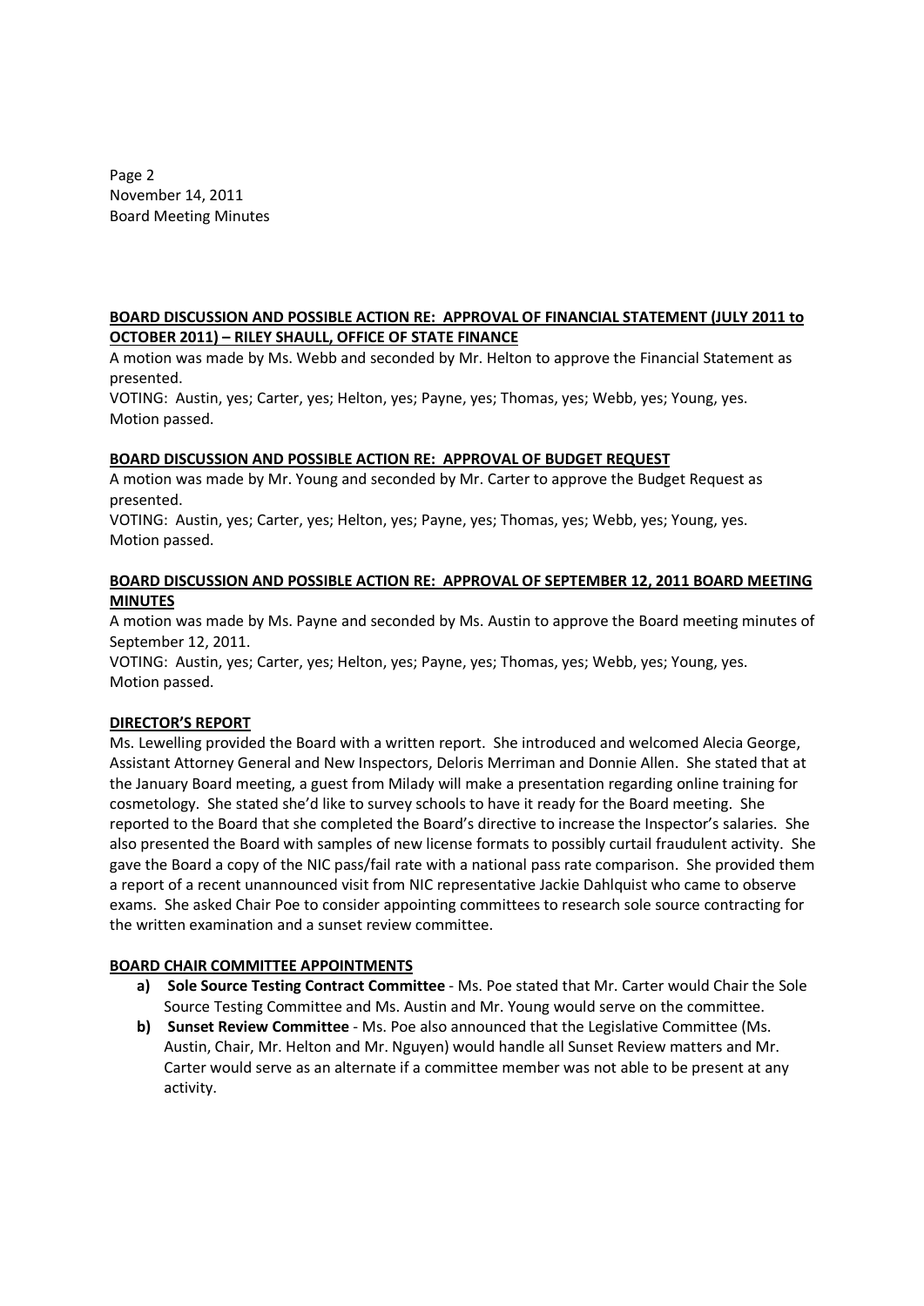**BOARD DISCUSSION AND POSSIBLE ACTION RE: APPROVAL OF FINANCIAL STATEMENT (JULY 2011 to OCTOBER 2011) – RILEY SHAULL, OFFICE OF STATE FINANCE**

A motion was made by Ms. Webb and seconded by Mr. Helton to approve the Financial Statement as presented.

VOTING: Austin, yes; Carter, yes; Helton, yes; Payne, yes; Thomas, yes; Webb, yes; Young, yes.
Motion passed.

**BOARD DISCUSSION AND POSSIBLE ACTION RE: APPROVAL OF BUDGET REQUEST**

A motion was made by Mr. Young and seconded by Mr. Carter to approve the Budget Request as presented.

VOTING: Austin, yes; Carter, yes; Helton, yes; Payne, yes; Thomas, yes; Webb, yes; Young, yes.
Motion passed.

**BOARD DISCUSSION AND POSSIBLE ACTION RE: APPROVAL OF SEPTEMBER 12, 2011 BOARD MEETING MINUTES**

A motion was made by Ms. Payne and seconded by Ms. Austin to approve the Board meeting minutes of September 12, 2011.

VOTING: Austin, yes; Carter, yes; Helton, yes; Payne, yes; Thomas, yes; Webb, yes; Young, yes.
Motion passed.

**DIRECTOR'S REPORT**

Ms. Lewelling provided the Board with a written report. She introduced and welcomed Alecia George, Assistant Attorney General and New Inspectors, Deloris Merriman and Donnie Allen. She stated that at the January Board meeting, a guest from Milady will make a presentation regarding online training for cosmetology. She stated she'd like to survey schools to have it ready for the Board meeting. She reported to the Board that she completed the Board's directive to increase the Inspector's salaries. She also presented the Board with samples of new license formats to possibly curtail fraudulent activity. She gave the Board a copy of the NIC pass/fail rate with a national pass rate comparison. She provided them a report of a recent unannounced visit from NIC representative Jackie Dahlquist who came to observe exams. She asked Chair Poe to consider appointing committees to research sole source contracting for the written examination and a sunset review committee.

**BOARD CHAIR COMMITTEE APPOINTMENTS**

a) **Sole Source Testing Contract Committee** - Ms. Poe stated that Mr. Carter would Chair the Sole Source Testing Committee and Ms. Austin and Mr. Young would serve on the committee.

b) **Sunset Review Committee** - Ms. Poe also announced that the Legislative Committee (Ms. Austin, Chair, Mr. Helton and Mr. Nguyen) would handle all Sunset Review matters and Mr. Carter would serve as an alternate if a committee member was not able to be present at any activity.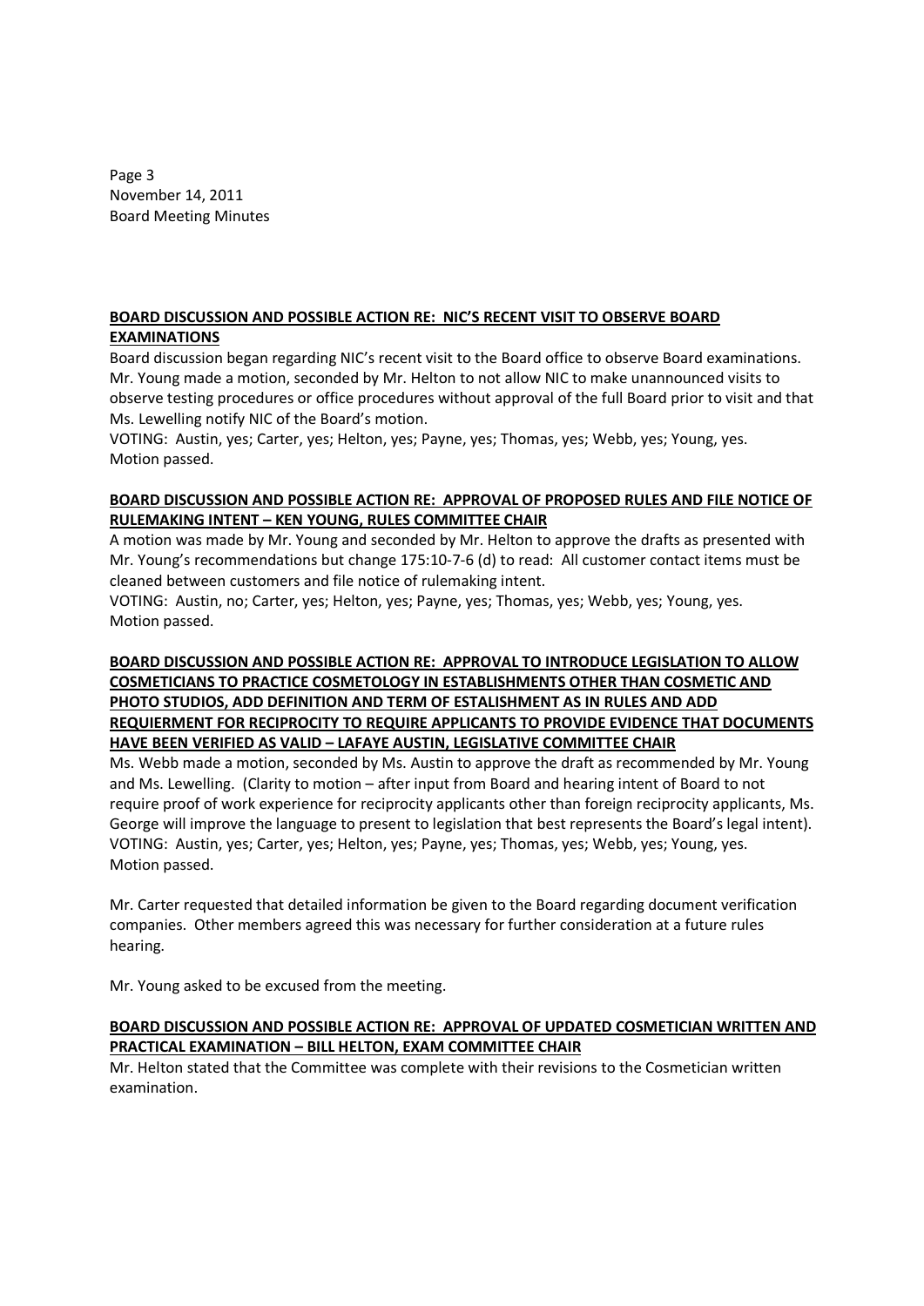**BOARD DISCUSSION AND POSSIBLE ACTION RE: NIC'S RECENT VISIT TO OBSERVE BOARD EXAMINATIONS**

Board discussion began regarding NIC's recent visit to the Board office to observe Board examinations. Mr. Young made a motion, seconded by Mr. Helton to not allow NIC to make unannounced visits to observe testing procedures or office procedures without approval of the full Board prior to visit and that Ms. Lewelling notify NIC of the Board's motion.

VOTING: Austin, yes; Carter, yes; Helton, yes; Payne, yes; Thomas, yes; Webb, yes; Young, yes.
Motion passed.

**BOARD DISCUSSION AND POSSIBLE ACTION RE: APPROVAL OF PROPOSED RULES AND FILE NOTICE OF RULEMAKING INTENT – KEN YOUNG, RULES COMMITTEE CHAIR**

A motion was made by Mr. Young and seconded by Mr. Helton to approve the drafts as presented with Mr. Young's recommendations but change 175:10-7-6 (d) to read: All customer contact items must be cleaned between customers and file notice of rulemaking intent.

VOTING: Austin, no; Carter, yes; Helton, yes; Payne, yes; Thomas, yes; Webb, yes; Young, yes.
Motion passed.

**BOARD DISCUSSION AND POSSIBLE ACTION RE: APPROVAL TO INTRODUCE LEGISLATION TO ALLOW COSMETICIANS TO PRACTICE COSMETOLOGY IN ESTABLISHMENTS OTHER THAN COSMETIC AND PHOTO STUDIOS, ADD DEFINITION AND TERM OF ESTALISHMENT AS IN RULES AND ADD REQUIERMENT FOR RECIPROCITY TO REQUIRE APPLICANTS TO PROVIDE EVIDENCE THAT DOCUMENTS HAVE BEEN VERIFIED AS VALID – LAFAYE AUSTIN, LEGISLATIVE COMMITTEE CHAIR**

Ms. Webb made a motion, seconded by Ms. Austin to approve the draft as recommended by Mr. Young and Ms. Lewelling. (Clarity to motion – after input from Board and hearing intent of Board to not require proof of work experience for reciprocity applicants other than foreign reciprocity applicants, Ms. George will improve the language to present to legislation that best represents the Board's legal intent).

VOTING: Austin, yes; Carter, yes; Helton, yes; Payne, yes; Thomas, yes; Webb, yes; Young, yes.
Motion passed.

Mr. Carter requested that detailed information be given to the Board regarding document verification companies. Other members agreed this was necessary for further consideration at a future rules hearing.

Mr. Young asked to be excused from the meeting.

**BOARD DISCUSSION AND POSSIBLE ACTION RE: APPROVAL OF UPDATED COSMETICIAN WRITTEN AND PRACTICAL EXAMINATION – BILL HELTON, EXAM COMMITTEE CHAIR**

Mr. Helton stated that the Committee was complete with their revisions to the Cosmetician written examination.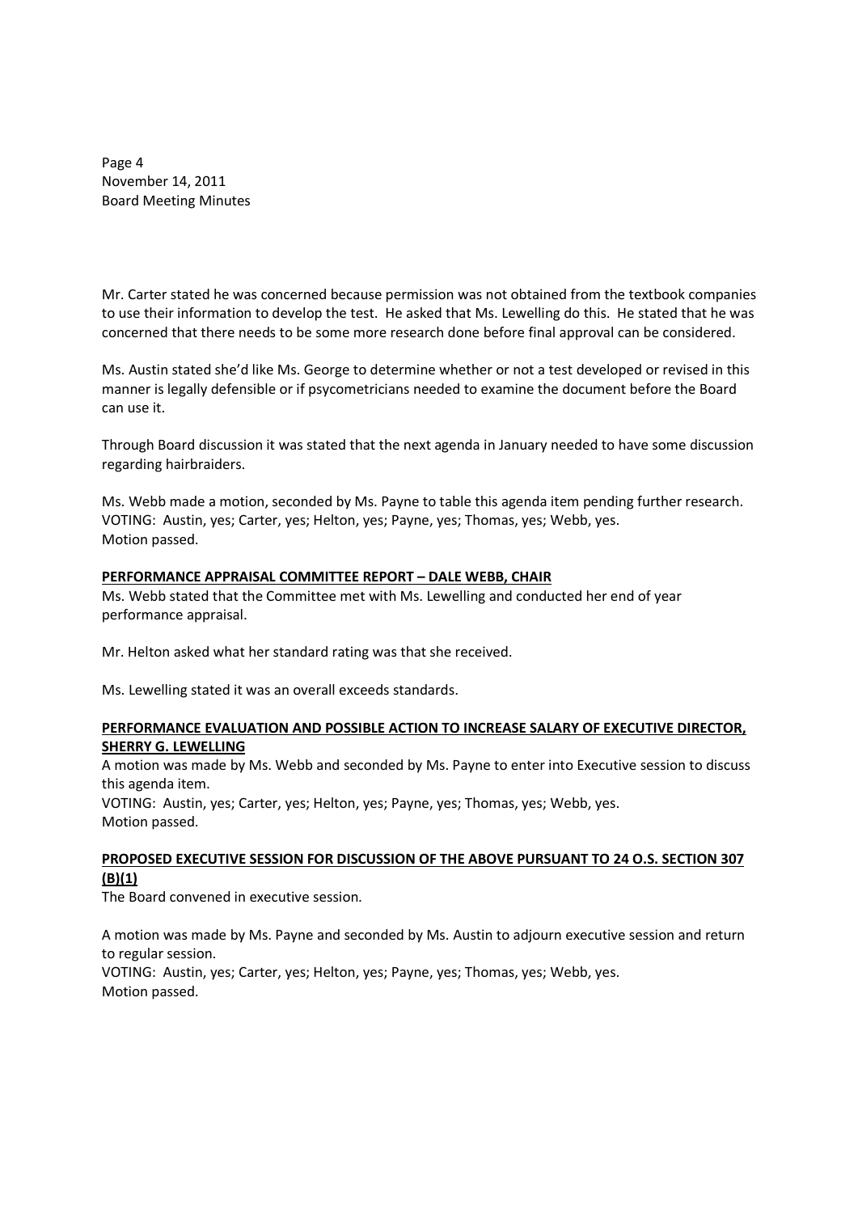Mr. Carter stated he was concerned because permission was not obtained from the textbook companies to use their information to develop the test. He asked that Ms. Lewelling do this. He stated that he was concerned that there needs to be some more research done before final approval can be considered.

Ms. Austin stated she'd like Ms. George to determine whether or not a test developed or revised in this manner is legally defensible or if psycometricians needed to examine the document before the Board can use it.

Through Board discussion it was stated that the next agenda in January needed to have some discussion regarding hairbraiders.

Ms. Webb made a motion, seconded by Ms. Payne to table this agenda item pending further research.
VOTING: Austin, yes; Carter, yes; Helton, yes; Payne, yes; Thomas, yes; Webb, yes.
Motion passed.

**PERFORMANCE APPRAISAL COMMITTEE REPORT – DALE WEBB, CHAIR**

Ms. Webb stated that the Committee met with Ms. Lewelling and conducted her end of year performance appraisal.

Mr. Helton asked what her standard rating was that she received.

Ms. Lewelling stated it was an overall exceeds standards.

**PERFORMANCE EVALUATION AND POSSIBLE ACTION TO INCREASE SALARY OF EXECUTIVE DIRECTOR, SHERRY G. LEWELLING**

A motion was made by Ms. Webb and seconded by Ms. Payne to enter into Executive session to discuss this agenda item.
VOTING: Austin, yes; Carter, yes; Helton, yes; Payne, yes; Thomas, yes; Webb, yes.
Motion passed.

**PROPOSED EXECUTIVE SESSION FOR DISCUSSION OF THE ABOVE PURSUANT TO 24 O.S. SECTION 307 (B)(1)**

The Board convened in executive session.

A motion was made by Ms. Payne and seconded by Ms. Austin to adjourn executive session and return to regular session.
VOTING: Austin, yes; Carter, yes; Helton, yes; Payne, yes; Thomas, yes; Webb, yes.
Motion passed.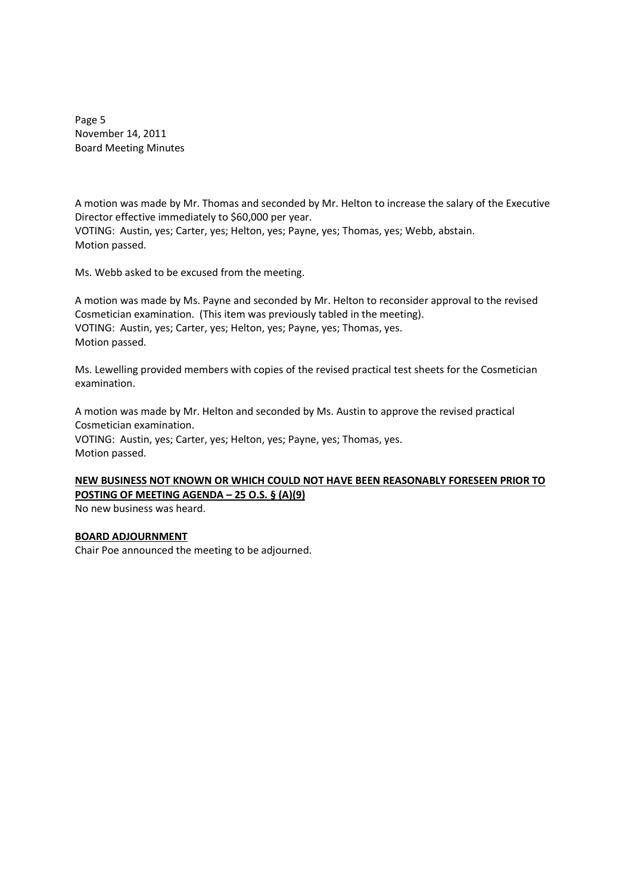A motion was made by Mr. Thomas and seconded by Mr. Helton to increase the salary of the Executive Director effective immediately to $60,000 per year.
VOTING: Austin, yes; Carter, yes; Helton, yes; Payne, yes; Thomas, yes; Webb, abstain.
Motion passed.

Ms. Webb asked to be excused from the meeting.

A motion was made by Ms. Payne and seconded by Mr. Helton to reconsider approval to the revised Cosmetician examination. (This item was previously tabled in the meeting).
VOTING: Austin, yes; Carter, yes; Helton, yes; Payne, yes; Thomas, yes.
Motion passed.

Ms. Lewelling provided members with copies of the revised practical test sheets for the Cosmetician examination.

A motion was made by Mr. Helton and seconded by Ms. Austin to approve the revised practical Cosmetician examination.
VOTING: Austin, yes; Carter, yes; Helton, yes; Payne, yes; Thomas, yes.
Motion passed.

**NEW BUSINESS NOT KNOWN OR WHICH COULD NOT HAVE BEEN REASONABLY FORESEEN PRIOR TO POSTING OF MEETING AGENDA – 25 O.S. § (A)(9)**

No new business was heard.

**BOARD ADJOURNMENT**

Chair Poe announced the meeting to be adjourned.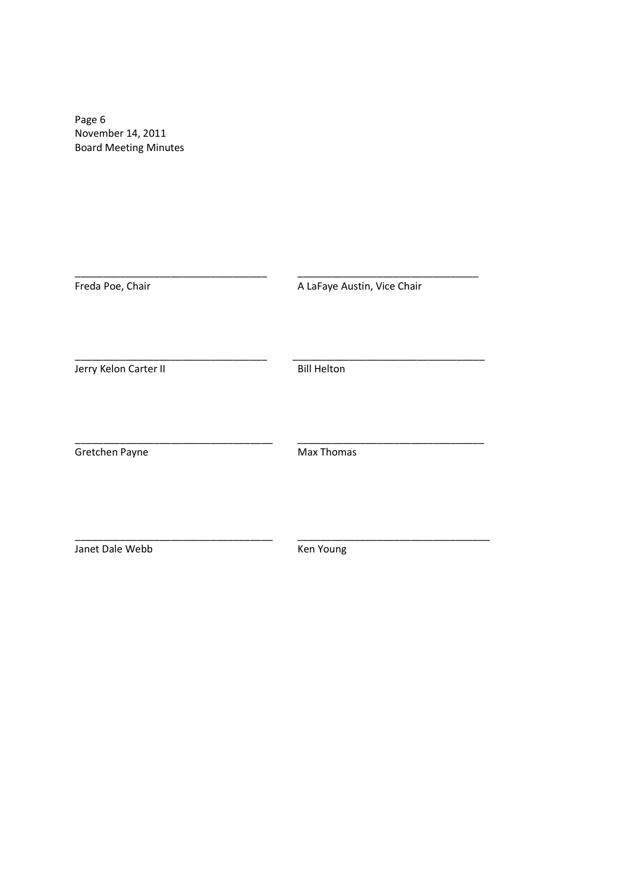Page 6
November 14, 2011
Board Meeting Minutes

| | |
|---|---|
| ___________________________________ | ___________________________________ |
| Freda Poe, Chair | A LaFaye Austin, Vice Chair |
| ___________________________________ | ___________________________________ |
| Jerry Kelon Carter II | Bill Helton |
| ___________________________________ | ___________________________________ |
| Gretchen Payne | Max Thomas |
| ___________________________________ | ___________________________________ |
| Janet Dale Webb | Ken Young |